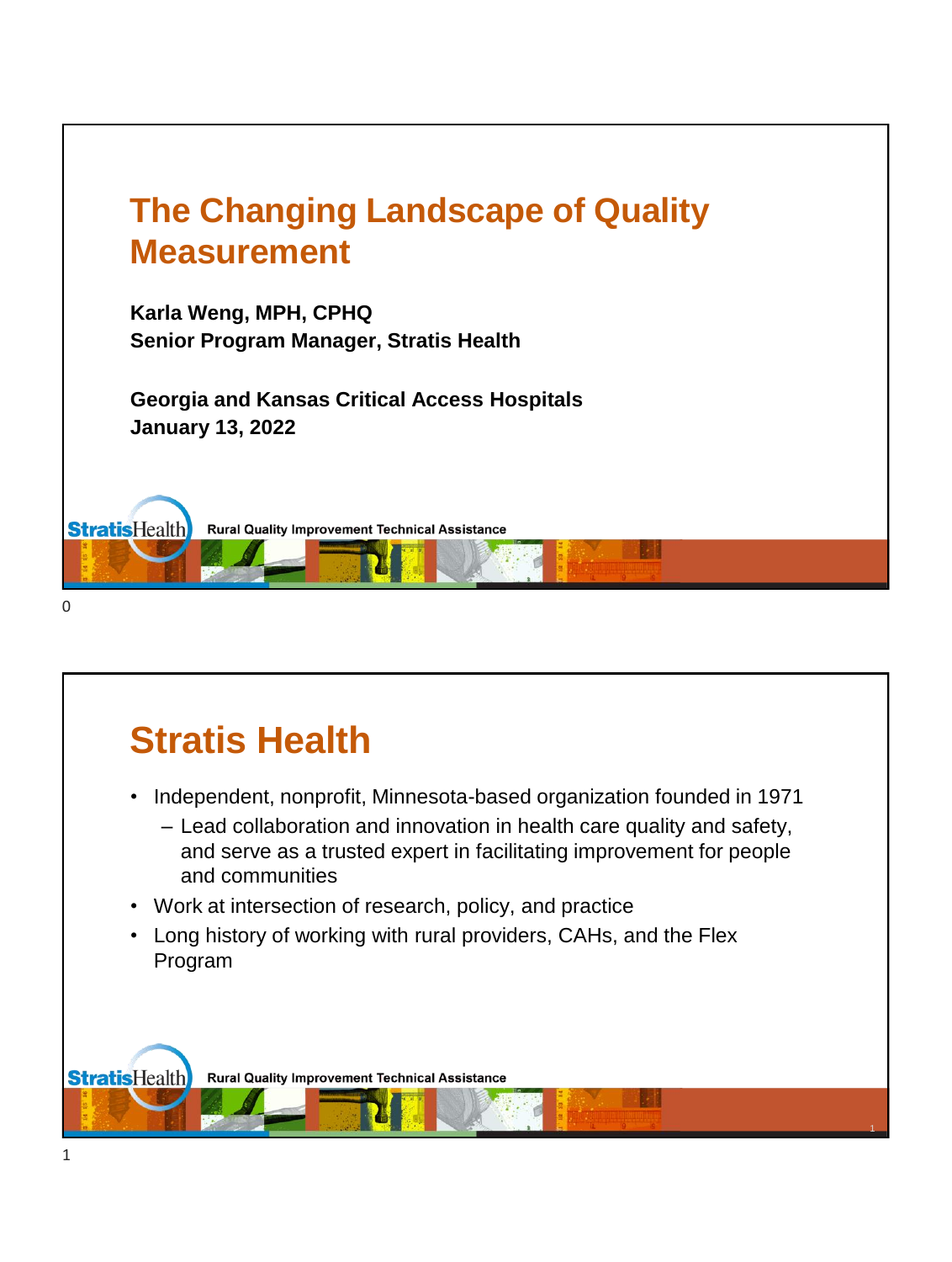# The Changing Landscape of Quality Measurement

**Karla Weng, MPH, CPHQ**
**Senior Program Manager, Stratis Health**

**Georgia and Kansas Critical Access Hospitals**
**January 13, 2022**

StratisHealth Rural Quality Improvement Technical Assistance

# Stratis Health

- Independent, nonprofit, Minnesota-based organization founded in 1971
  - Lead collaboration and innovation in health care quality and safety, and serve as a trusted expert in facilitating improvement for people and communities
- Work at intersection of research, policy, and practice
- Long history of working with rural providers, CAHs, and the Flex Program

StratisHealth Rural Quality Improvement Technical Assistance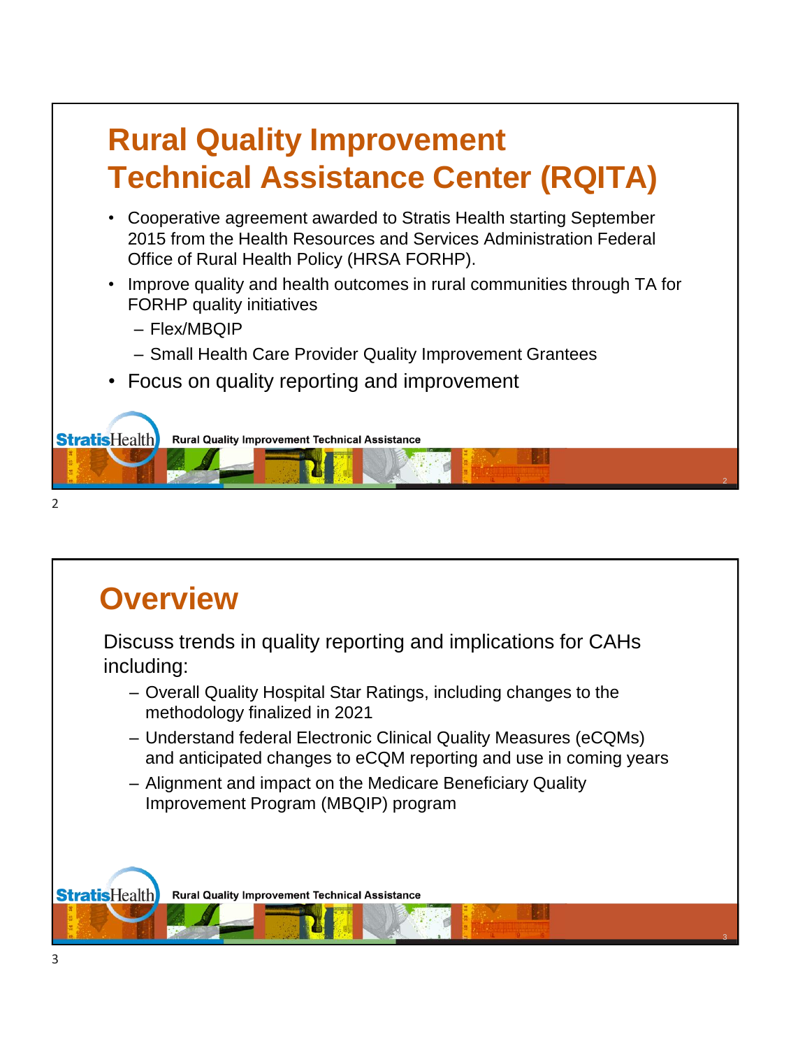# Rural Quality Improvement Technical Assistance Center (RQITA)

- Cooperative agreement awarded to Stratis Health starting September 2015 from the Health Resources and Services Administration Federal Office of Rural Health Policy (HRSA FORHP).
- Improve quality and health outcomes in rural communities through TA for FORHP quality initiatives
  - Flex/MBQIP
  - Small Health Care Provider Quality Improvement Grantees
- Focus on quality reporting and improvement

# Overview

Discuss trends in quality reporting and implications for CAHs including:

- Overall Quality Hospital Star Ratings, including changes to the methodology finalized in 2021
- Understand federal Electronic Clinical Quality Measures (eCQMs) and anticipated changes to eCQM reporting and use in coming years
- Alignment and impact on the Medicare Beneficiary Quality Improvement Program (MBQIP) program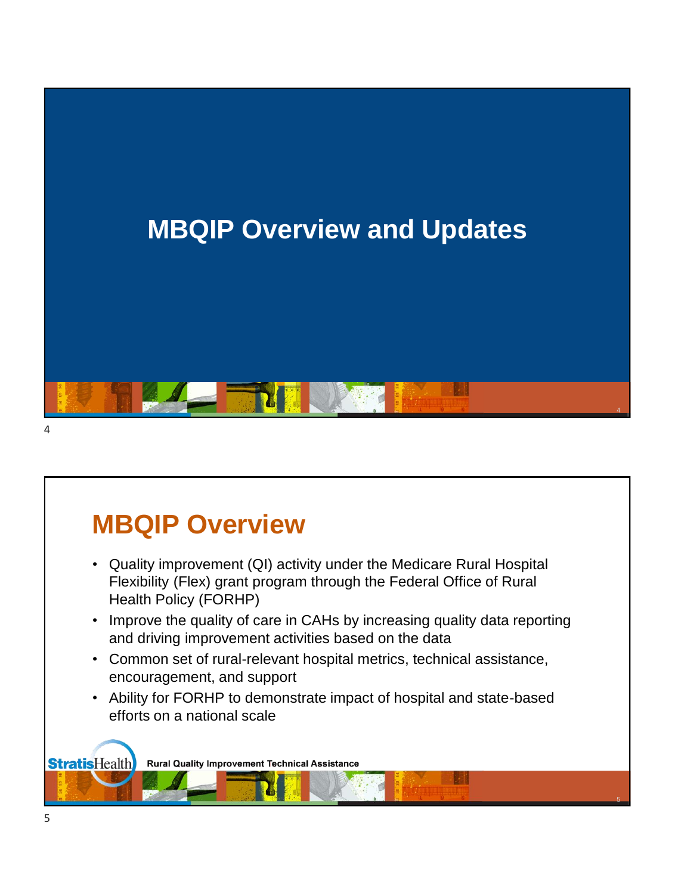# MBQIP Overview and Updates

## MBQIP Overview

- Quality improvement (QI) activity under the Medicare Rural Hospital Flexibility (Flex) grant program through the Federal Office of Rural Health Policy (FORHP)
- Improve the quality of care in CAHs by increasing quality data reporting and driving improvement activities based on the data
- Common set of rural-relevant hospital metrics, technical assistance, encouragement, and support
- Ability for FORHP to demonstrate impact of hospital and state-based efforts on a national scale

StratisHealth — Rural Quality Improvement Technical Assistance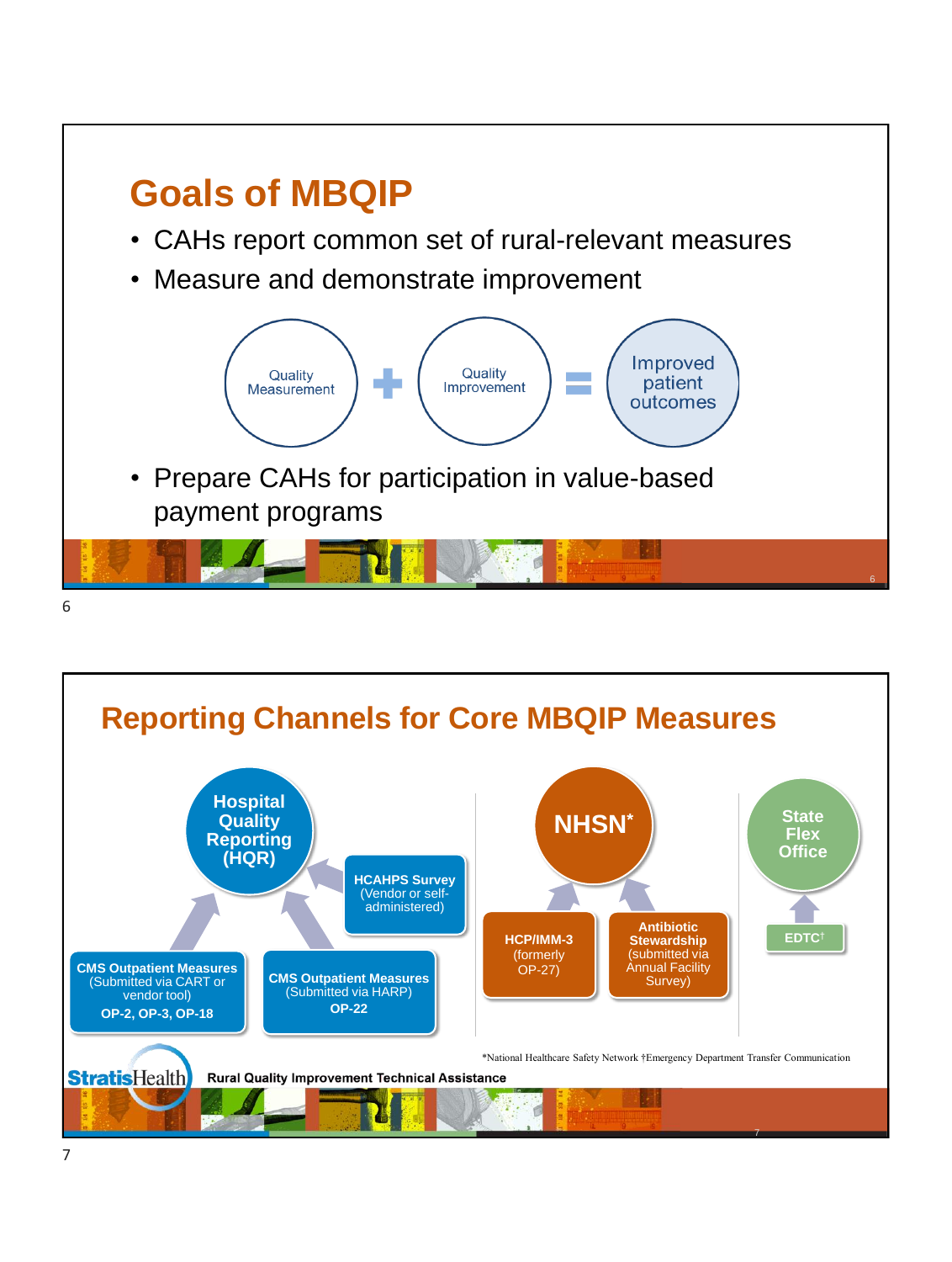# Goals of MBQIP

- CAHs report common set of rural-relevant measures
- Measure and demonstrate improvement

Quality Measurement + Quality Improvement = Improved patient outcomes

- Prepare CAHs for participation in value-based payment programs

# Reporting Channels for Core MBQIP Measures

**Hospital Quality Reporting (HQR)**

- **CMS Outpatient Measures** (Submitted via CART or vendor tool) **OP-2, OP-3, OP-18**
- **CMS Outpatient Measures** (Submitted via HARP) **OP-22**
- **HCAHPS Survey** (Vendor or self-administered)

**NHSN***

- **HCP/IMM-3** (formerly OP-27)
- **Antibiotic Stewardship** (submitted via Annual Facility Survey)

**State Flex Office**

- **EDTC†**

*National Healthcare Safety Network †Emergency Department Transfer Communication

StratisHealth Rural Quality Improvement Technical Assistance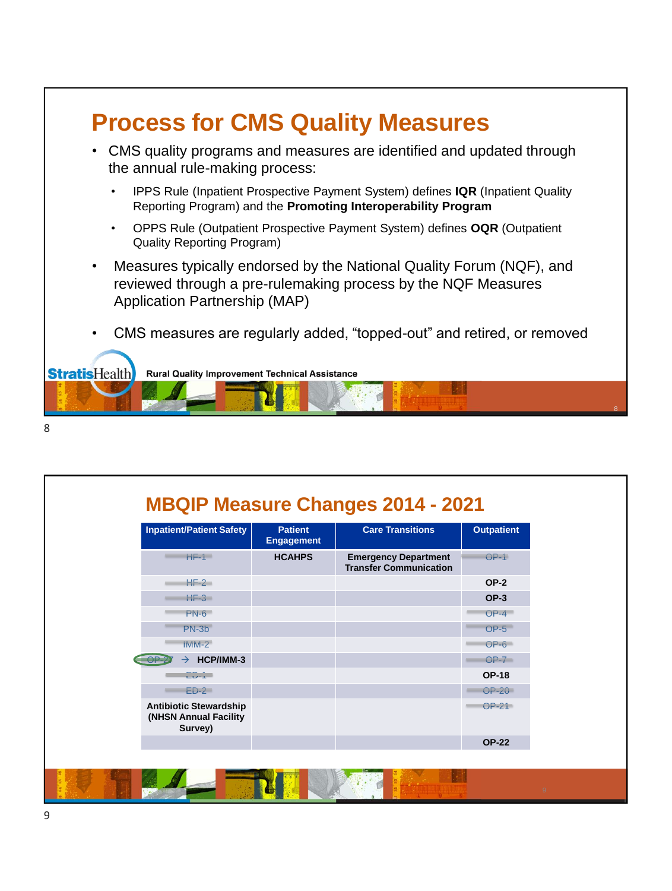## Process for CMS Quality Measures

- CMS quality programs and measures are identified and updated through the annual rule-making process:
  - IPPS Rule (Inpatient Prospective Payment System) defines **IQR** (Inpatient Quality Reporting Program) and the **Promoting Interoperability Program**
  - OPPS Rule (Outpatient Prospective Payment System) defines **OQR** (Outpatient Quality Reporting Program)
- Measures typically endorsed by the National Quality Forum (NQF), and reviewed through a pre-rulemaking process by the NQF Measures Application Partnership (MAP)
- CMS measures are regularly added, "topped-out" and retired, or removed

StratisHealth Rural Quality Improvement Technical Assistance

## MBQIP Measure Changes 2014 - 2021

| Inpatient/Patient Safety | Patient Engagement | Care Transitions | Outpatient |
|---|---|---|---|
| ~~HF-1~~ | **HCAHPS** | **Emergency Department Transfer Communication** | ~~OP-1~~ |
| ~~HF-2~~ | | | **OP-2** |
| ~~HF-3~~ | | | **OP-3** |
| ~~PN-6~~ | | | ~~OP-4~~ |
| ~~PN-3b~~ | | | ~~OP-5~~ |
| ~~IMM-2~~ | | | ~~OP-6~~ |
| ~~OP-27~~ → **HCP/IMM-3** | | | ~~OP-7~~ |
| ~~ED-1~~ | | | **OP-18** |
| ~~ED-2~~ | | | ~~OP-20~~ |
| **Antibiotic Stewardship (NHSN Annual Facility Survey)** | | | ~~OP-21~~ |
| | | | **OP-22** |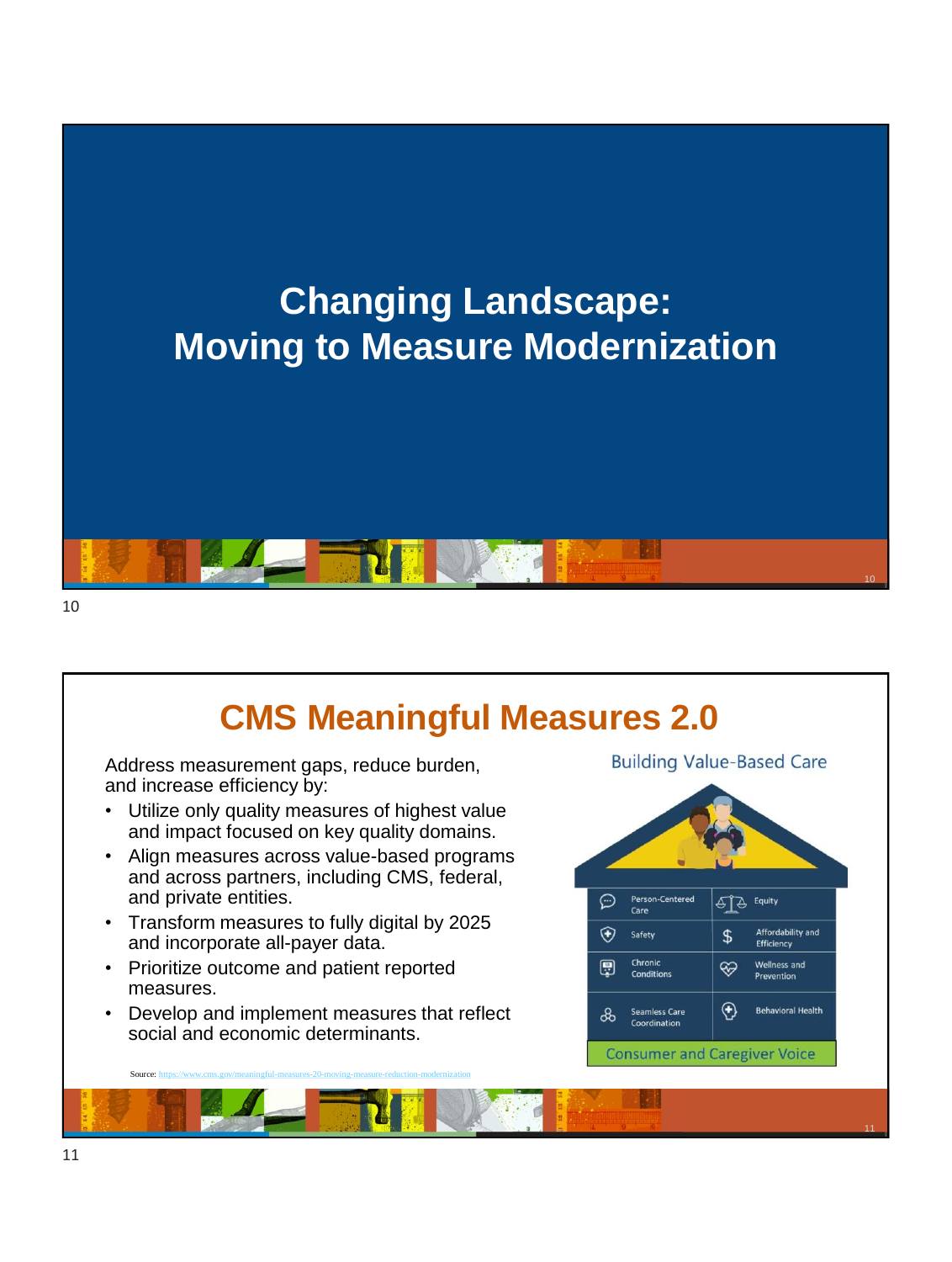# Changing Landscape: Moving to Measure Modernization

## CMS Meaningful Measures 2.0

Address measurement gaps, reduce burden, and increase efficiency by:

- Utilize only quality measures of highest value and impact focused on key quality domains.
- Align measures across value-based programs and across partners, including CMS, federal, and private entities.
- Transform measures to fully digital by 2025 and incorporate all-payer data.
- Prioritize outcome and patient reported measures.
- Develop and implement measures that reflect social and economic determinants.

Building Value-Based Care

| | |
|---|---|
| Person-Centered Care | Equity |
| Safety | Affordability and Efficiency |
| Chronic Conditions | Wellness and Prevention |
| Seamless Care Coordination | Behavioral Health |

Consumer and Caregiver Voice

Source: https://www.cms.gov/meaningful-measures-20-moving-measure-reduction-modernization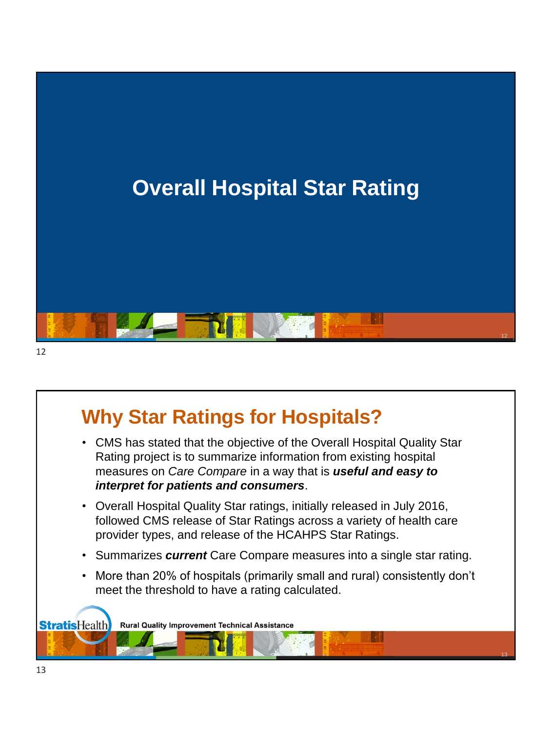# Overall Hospital Star Rating

## Why Star Ratings for Hospitals?

- CMS has stated that the objective of the Overall Hospital Quality Star Rating project is to summarize information from existing hospital measures on *Care Compare* in a way that is ***useful and easy to interpret for patients and consumers***.
- Overall Hospital Quality Star ratings, initially released in July 2016, followed CMS release of Star Ratings across a variety of health care provider types, and release of the HCAHPS Star Ratings.
- Summarizes ***current*** Care Compare measures into a single star rating.
- More than 20% of hospitals (primarily small and rural) consistently don't meet the threshold to have a rating calculated.

StratisHealth Rural Quality Improvement Technical Assistance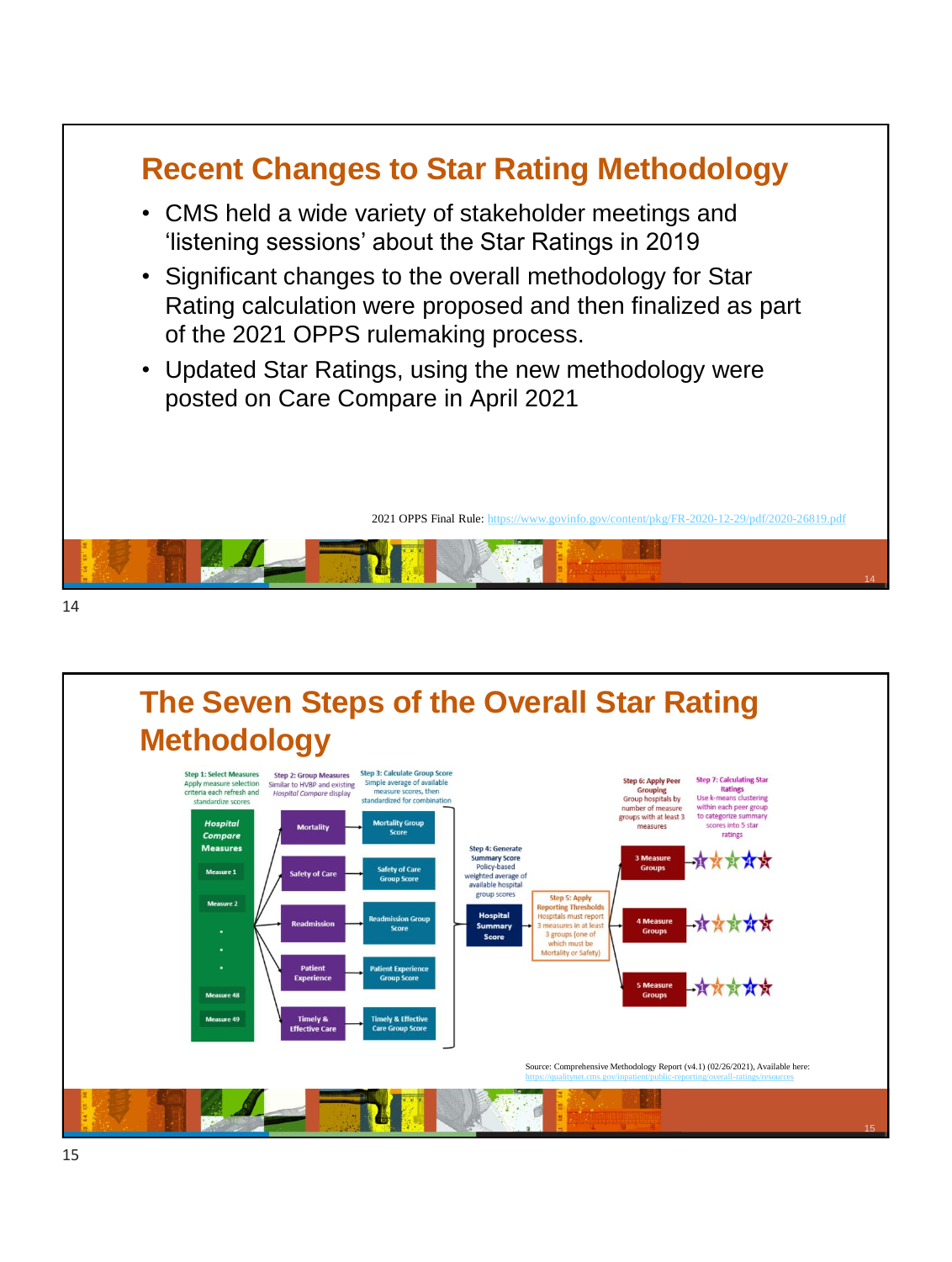## Recent Changes to Star Rating Methodology

- CMS held a wide variety of stakeholder meetings and 'listening sessions' about the Star Ratings in 2019
- Significant changes to the overall methodology for Star Rating calculation were proposed and then finalized as part of the 2021 OPPS rulemaking process.
- Updated Star Ratings, using the new methodology were posted on Care Compare in April 2021

2021 OPPS Final Rule: https://www.govinfo.gov/content/pkg/FR-2020-12-29/pdf/2020-26819.pdf

## The Seven Steps of the Overall Star Rating Methodology

**Step 1: Select Measures** — Apply measure selection criteria each refresh and standardize scores

*Hospital Compare* Measures: Measure 1, Measure 2, •, •, •, Measure 48, Measure 49

**Step 2: Group Measures** — Similar to HVBP and existing *Hospital Compare* display

- Mortality
- Safety of Care
- Readmission
- Patient Experience
- Timely & Effective Care

**Step 3: Calculate Group Score** — Simple average of available measure scores, then standardized for combination

- Mortality Group Score
- Safety of Care Group Score
- Readmission Group Score
- Patient Experience Group Score
- Timely & Effective Care Group Score

**Step 4: Generate Summary Score** — Policy-based weighted average of available hospital group scores

Hospital Summary Score

**Step 5: Apply Reporting Thresholds** — Hospitals must report 3 measures in at least 3 groups (one of which must be Mortality or Safety)

**Step 6: Apply Peer Grouping** — Group hospitals by number of measure groups with at least 3 measures

- 3 Measure Groups
- 4 Measure Groups
- 5 Measure Groups

**Step 7: Calculating Star Ratings** — Use k-means clustering within each peer group to categorize summary scores into 5 star ratings

Source: Comprehensive Methodology Report (v4.1) (02/26/2021), Available here: https://qualitynet.cms.gov/inpatient/public-reporting/overall-ratings/resources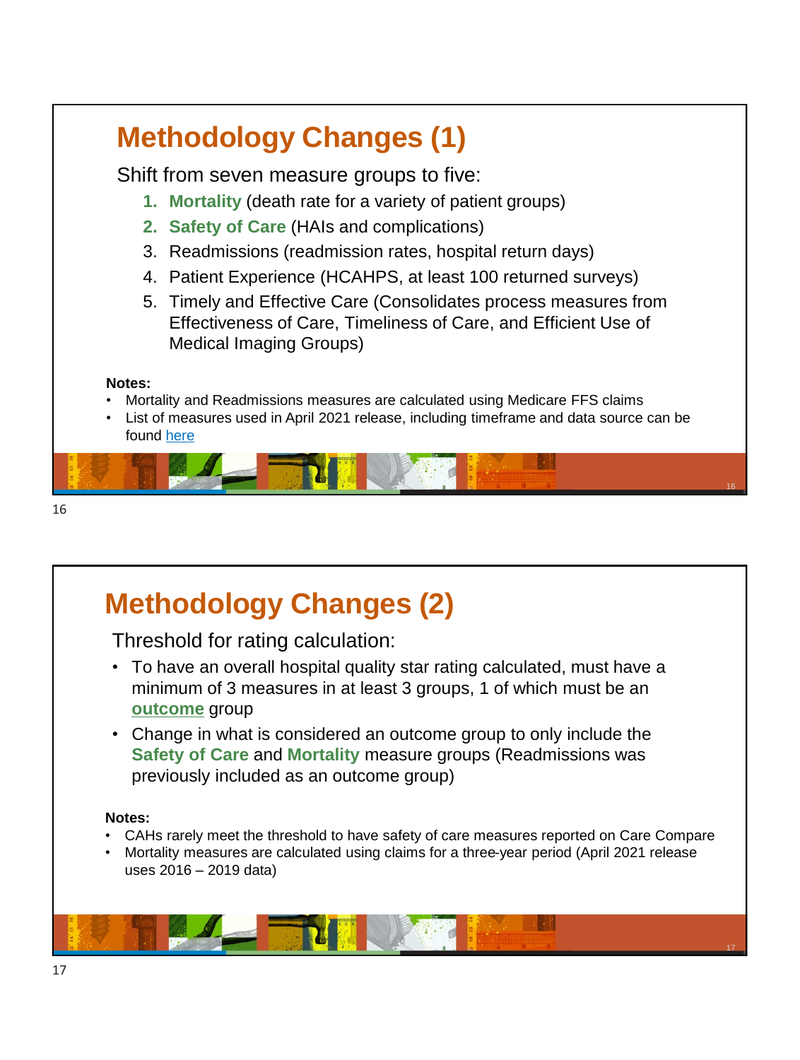# Methodology Changes (1)

Shift from seven measure groups to five:

1. **Mortality** (death rate for a variety of patient groups)
2. **Safety of Care** (HAIs and complications)
3. Readmissions (readmission rates, hospital return days)
4. Patient Experience (HCAHPS, at least 100 returned surveys)
5. Timely and Effective Care (Consolidates process measures from Effectiveness of Care, Timeliness of Care, and Efficient Use of Medical Imaging Groups)

**Notes:**

- Mortality and Readmissions measures are calculated using Medicare FFS claims
- List of measures used in April 2021 release, including timeframe and data source can be found here

# Methodology Changes (2)

Threshold for rating calculation:

- To have an overall hospital quality star rating calculated, must have a minimum of 3 measures in at least 3 groups, 1 of which must be an **outcome** group
- Change in what is considered an outcome group to only include the **Safety of Care** and **Mortality** measure groups (Readmissions was previously included as an outcome group)

**Notes:**

- CAHs rarely meet the threshold to have safety of care measures reported on Care Compare
- Mortality measures are calculated using claims for a three-year period (April 2021 release uses 2016 – 2019 data)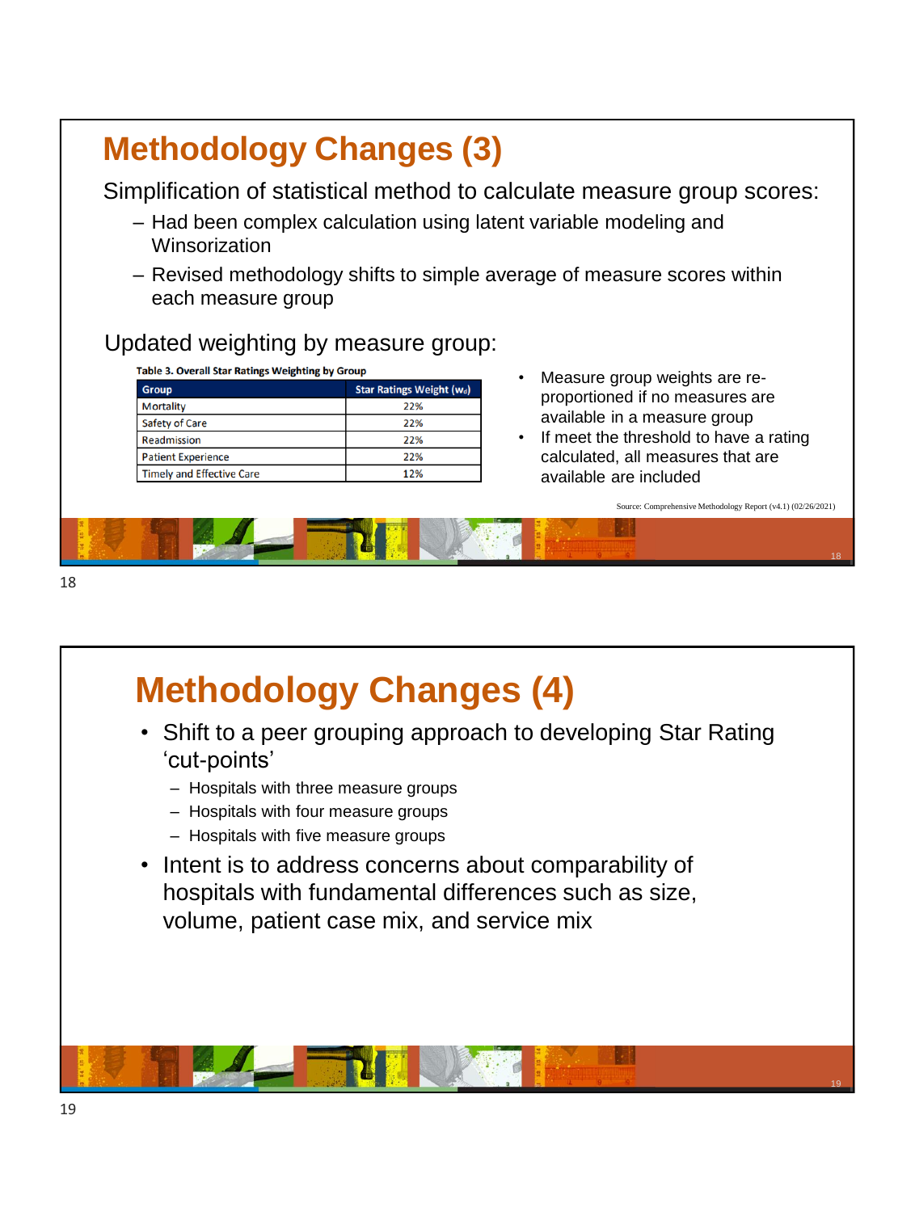## Methodology Changes (3)

Simplification of statistical method to calculate measure group scores:

– Had been complex calculation using latent variable modeling and Winsorization

– Revised methodology shifts to simple average of measure scores within each measure group

Updated weighting by measure group:

**Table 3. Overall Star Ratings Weighting by Group**

| Group | Star Ratings Weight ($w_d$) |
|---|---|
| Mortality | 22% |
| Safety of Care | 22% |
| Readmission | 22% |
| Patient Experience | 22% |
| Timely and Effective Care | 12% |

- Measure group weights are re-proportioned if no measures are available in a measure group
- If meet the threshold to have a rating calculated, all measures that are available are included

Source: Comprehensive Methodology Report (v4.1) (02/26/2021)

## Methodology Changes (4)

- Shift to a peer grouping approach to developing Star Rating 'cut-points'
  – Hospitals with three measure groups
  – Hospitals with four measure groups
  – Hospitals with five measure groups
- Intent is to address concerns about comparability of hospitals with fundamental differences such as size, volume, patient case mix, and service mix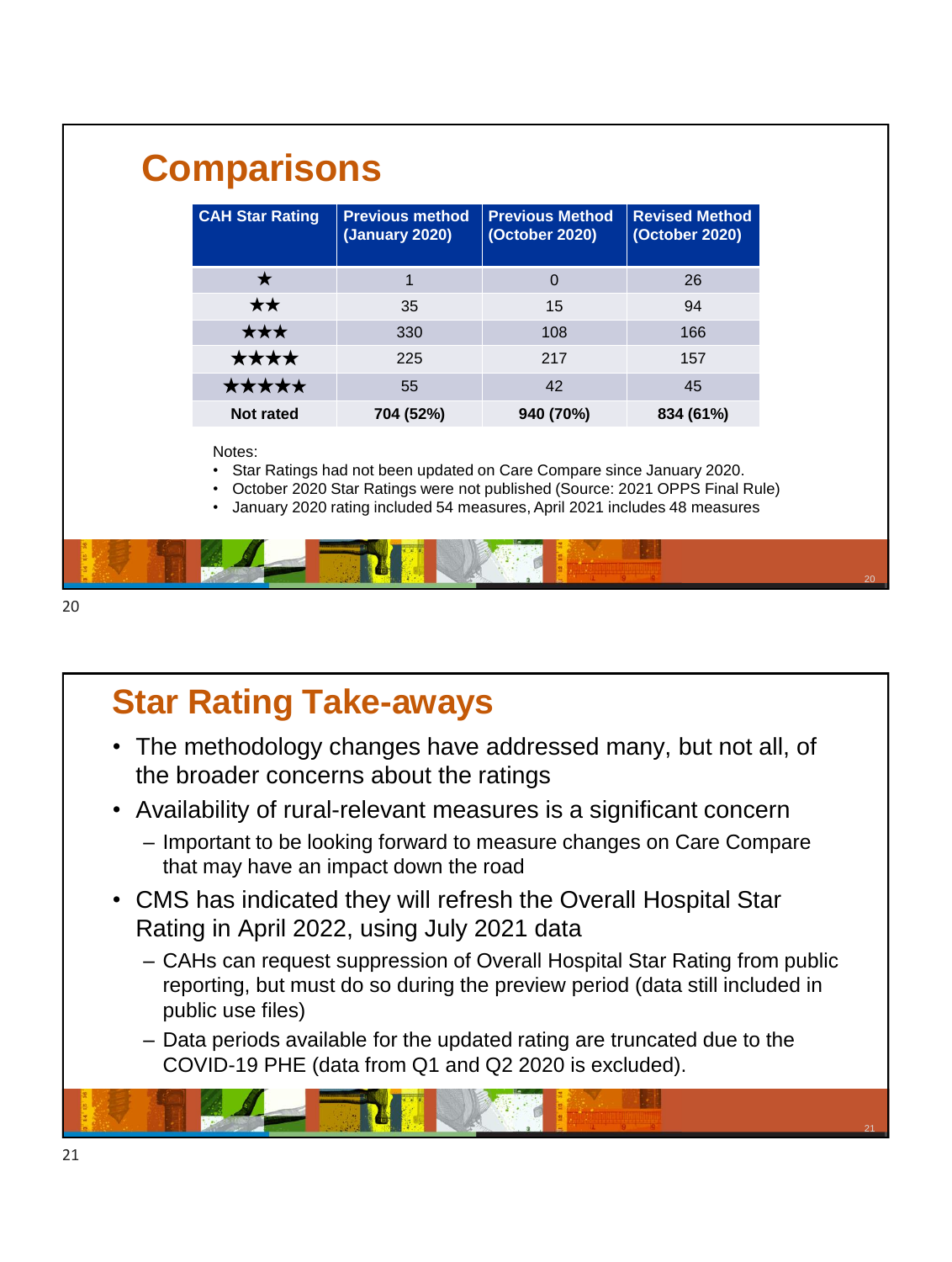## Comparisons

| CAH Star Rating | Previous method (January 2020) | Previous Method (October 2020) | Revised Method (October 2020) |
|---|---|---|---|
| ★ | 1 | 0 | 26 |
| ★★ | 35 | 15 | 94 |
| ★★★ | 330 | 108 | 166 |
| ★★★★ | 225 | 217 | 157 |
| ★★★★★ | 55 | 42 | 45 |
| **Not rated** | **704 (52%)** | **940 (70%)** | **834 (61%)** |

Notes:

- Star Ratings had not been updated on Care Compare since January 2020.
- October 2020 Star Ratings were not published (Source: 2021 OPPS Final Rule)
- January 2020 rating included 54 measures, April 2021 includes 48 measures

## Star Rating Take-aways

- The methodology changes have addressed many, but not all, of the broader concerns about the ratings
- Availability of rural-relevant measures is a significant concern
  - Important to be looking forward to measure changes on Care Compare that may have an impact down the road
- CMS has indicated they will refresh the Overall Hospital Star Rating in April 2022, using July 2021 data
  - CAHs can request suppression of Overall Hospital Star Rating from public reporting, but must do so during the preview period (data still included in public use files)
  - Data periods available for the updated rating are truncated due to the COVID-19 PHE (data from Q1 and Q2 2020 is excluded).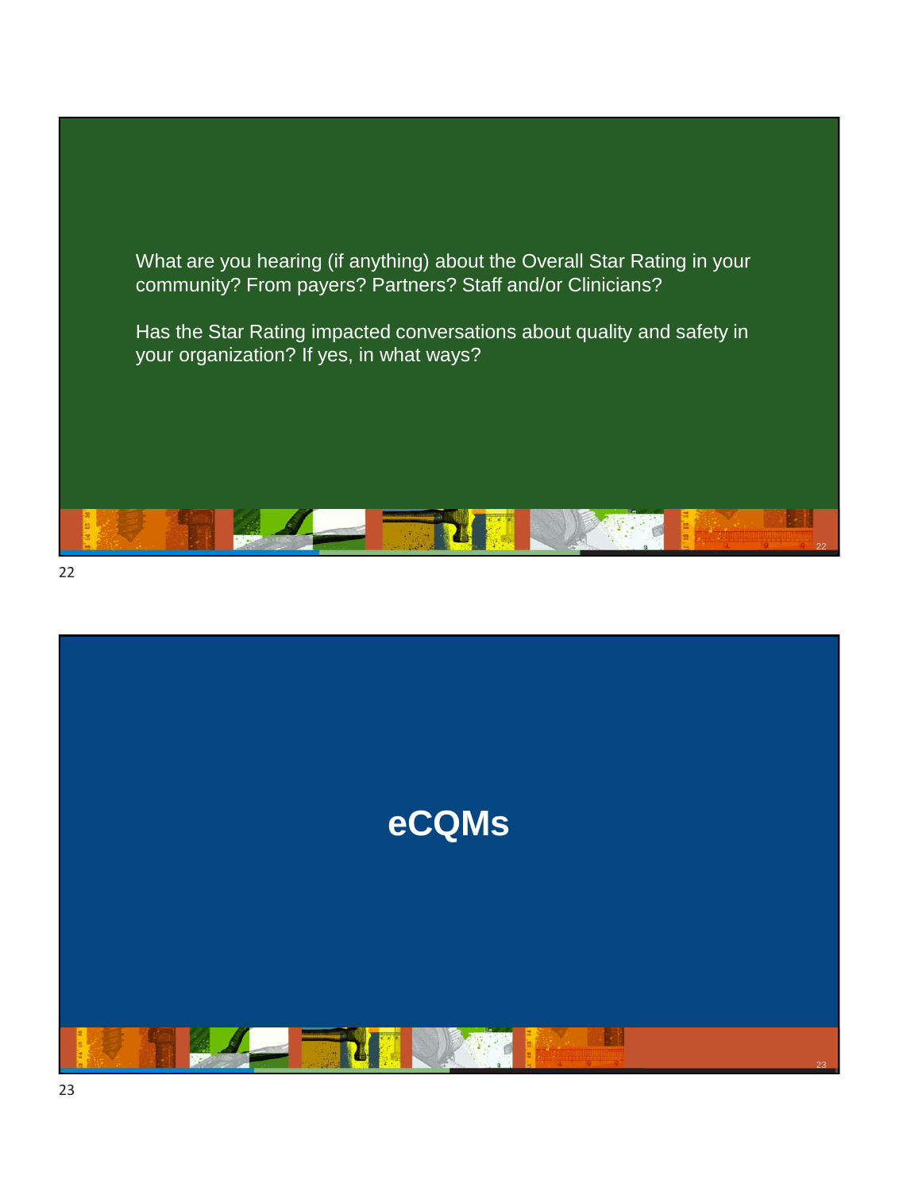What are you hearing (if anything) about the Overall Star Rating in your community? From payers? Partners? Staff and/or Clinicians?

Has the Star Rating impacted conversations about quality and safety in your organization? If yes, in what ways?

# eCQMs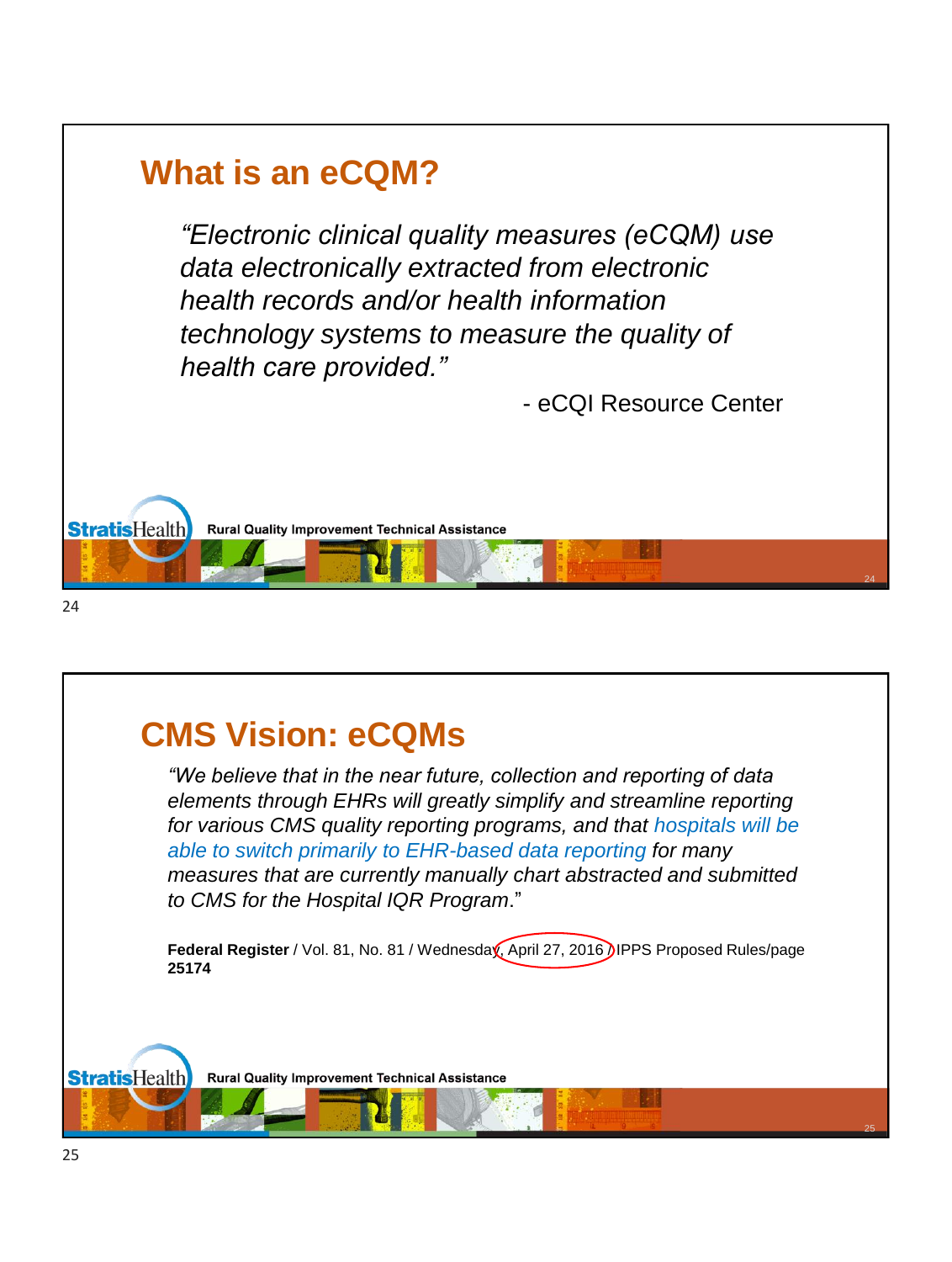# What is an eCQM?

*"Electronic clinical quality measures (eCQM) use data electronically extracted from electronic health records and/or health information technology systems to measure the quality of health care provided."*

- eCQI Resource Center

StratisHealth Rural Quality Improvement Technical Assistance

# CMS Vision: eCQMs

*"We believe that in the near future, collection and reporting of data elements through EHRs will greatly simplify and streamline reporting for various CMS quality reporting programs, and that hospitals will be able to switch primarily to EHR-based data reporting for many measures that are currently manually chart abstracted and submitted to CMS for the Hospital IQR Program."*

**Federal Register** / Vol. 81, No. 81 / Wednesday, April 27, 2016 / IPPS Proposed Rules/page **25174**

StratisHealth Rural Quality Improvement Technical Assistance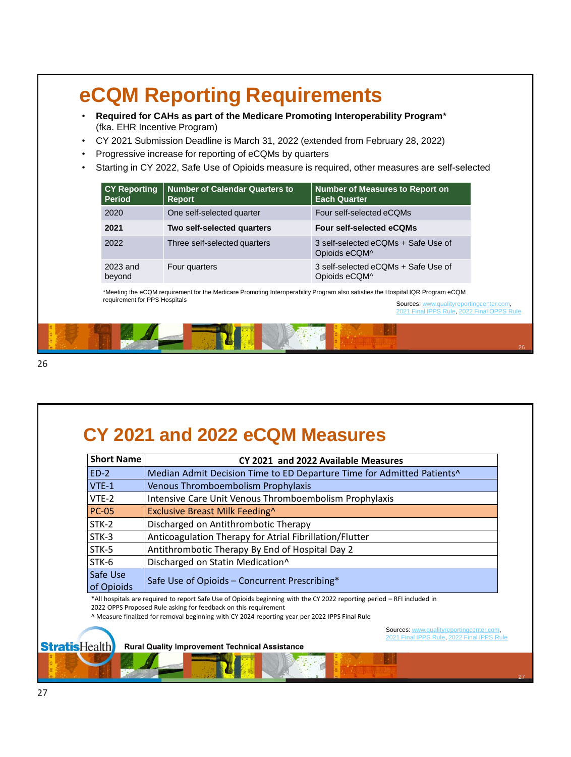# eCQM Reporting Requirements

- **Required for CAHs as part of the Medicare Promoting Interoperability Program*** (fka. EHR Incentive Program)
- CY 2021 Submission Deadline is March 31, 2022 (extended from February 28, 2022)
- Progressive increase for reporting of eCQMs by quarters
- Starting in CY 2022, Safe Use of Opioids measure is required, other measures are self-selected

| CY Reporting Period | Number of Calendar Quarters to Report | Number of Measures to Report on Each Quarter |
|---|---|---|
| 2020 | One self-selected quarter | Four self-selected eCQMs |
| **2021** | **Two self-selected quarters** | **Four self-selected eCQMs** |
| 2022 | Three self-selected quarters | 3 self-selected eCQMs + Safe Use of Opioids eCQM^ |
| 2023 and beyond | Four quarters | 3 self-selected eCQMs + Safe Use of Opioids eCQM^ |

*Meeting the eCQM requirement for the Medicare Promoting Interoperability Program also satisfies the Hospital IQR Program eCQM requirement for PPS Hospitals

Sources: www.qualityreportingcenter.com, 2021 Final IPPS Rule, 2022 Final OPPS Rule

# CY 2021 and 2022 eCQM Measures

| Short Name | CY 2021 and 2022 Available Measures |
|---|---|
| ED-2 | Median Admit Decision Time to ED Departure Time for Admitted Patients^ |
| VTE-1 | Venous Thromboembolism Prophylaxis |
| VTE-2 | Intensive Care Unit Venous Thromboembolism Prophylaxis |
| PC-05 | Exclusive Breast Milk Feeding^ |
| STK-2 | Discharged on Antithrombotic Therapy |
| STK-3 | Anticoagulation Therapy for Atrial Fibrillation/Flutter |
| STK-5 | Antithrombotic Therapy By End of Hospital Day 2 |
| STK-6 | Discharged on Statin Medication^ |
| Safe Use of Opioids | Safe Use of Opioids – Concurrent Prescribing* |

*All hospitals are required to report Safe Use of Opioids beginning with the CY 2022 reporting period – RFI included in 2022 OPPS Proposed Rule asking for feedback on this requirement

^ Measure finalized for removal beginning with CY 2024 reporting year per 2022 IPPS Final Rule

Sources: www.qualityreportingcenter.com, 2021 Final IPPS Rule, 2022 Final IPPS Rule

StratisHealth Rural Quality Improvement Technical Assistance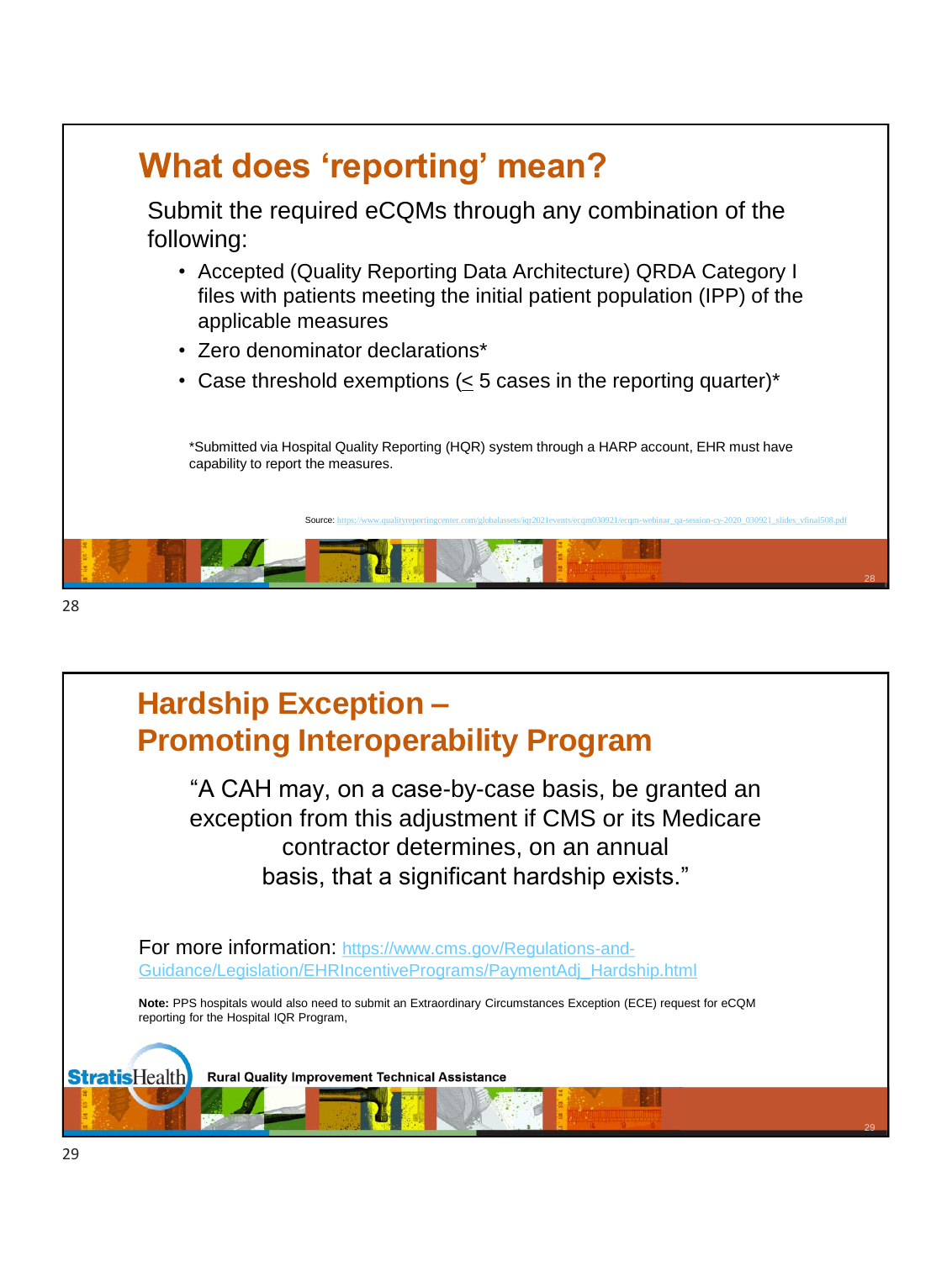## What does 'reporting' mean?

Submit the required eCQMs through any combination of the following:

- Accepted (Quality Reporting Data Architecture) QRDA Category I files with patients meeting the initial patient population (IPP) of the applicable measures
- Zero denominator declarations*
- Case threshold exemptions (≤ 5 cases in the reporting quarter)*

*Submitted via Hospital Quality Reporting (HQR) system through a HARP account, EHR must have capability to report the measures.

Source: https://www.qualityreportingcenter.com/globalassets/iqr2021events/ecqm030921/ecqm-webinar_qa-session-cy-2020_030921_slides_vfinal508.pdf

## Hardship Exception – Promoting Interoperability Program

"A CAH may, on a case-by-case basis, be granted an exception from this adjustment if CMS or its Medicare contractor determines, on an annual basis, that a significant hardship exists."

For more information: https://www.cms.gov/Regulations-and-Guidance/Legislation/EHRIncentivePrograms/PaymentAdj_Hardship.html

**Note:** PPS hospitals would also need to submit an Extraordinary Circumstances Exception (ECE) request for eCQM reporting for the Hospital IQR Program,

StratisHealth Rural Quality Improvement Technical Assistance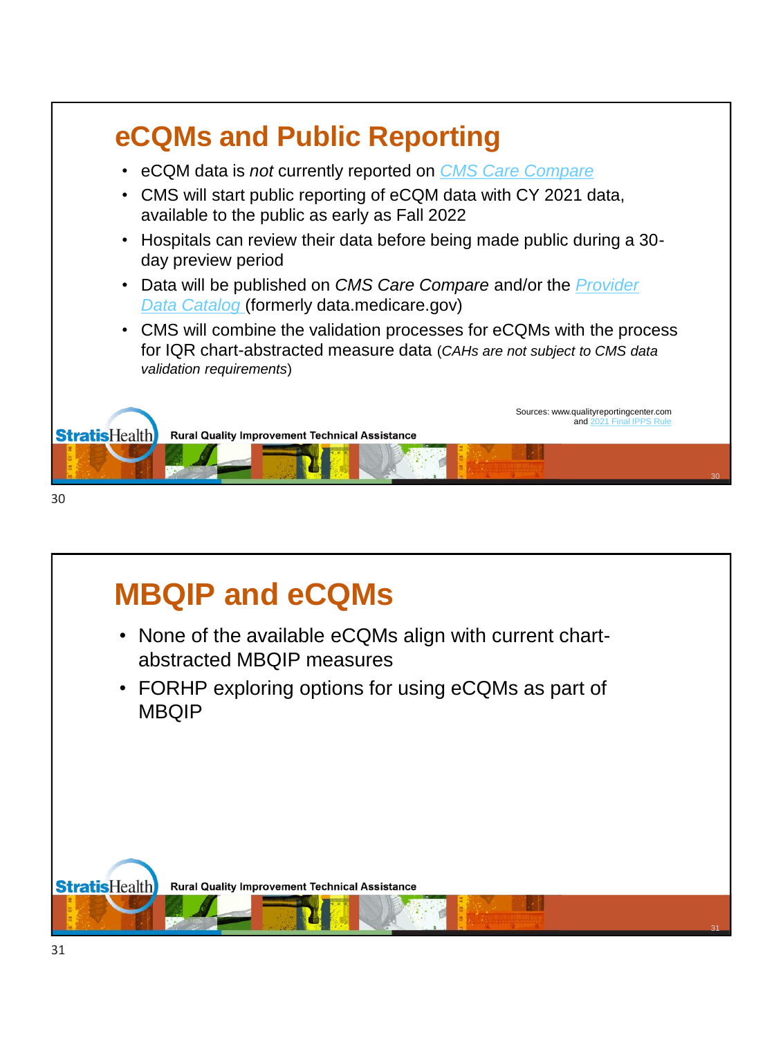## eCQMs and Public Reporting

- eCQM data is *not* currently reported on CMS Care Compare
- CMS will start public reporting of eCQM data with CY 2021 data, available to the public as early as Fall 2022
- Hospitals can review their data before being made public during a 30-day preview period
- Data will be published on *CMS Care Compare* and/or the Provider Data Catalog (formerly data.medicare.gov)
- CMS will combine the validation processes for eCQMs with the process for IQR chart-abstracted measure data (*CAHs are not subject to CMS data validation requirements*)

Sources: www.qualityreportingcenter.com and 2021 Final IPPS Rule

StratisHealth Rural Quality Improvement Technical Assistance

## MBQIP and eCQMs

- None of the available eCQMs align with current chart-abstracted MBQIP measures
- FORHP exploring options for using eCQMs as part of MBQIP

StratisHealth Rural Quality Improvement Technical Assistance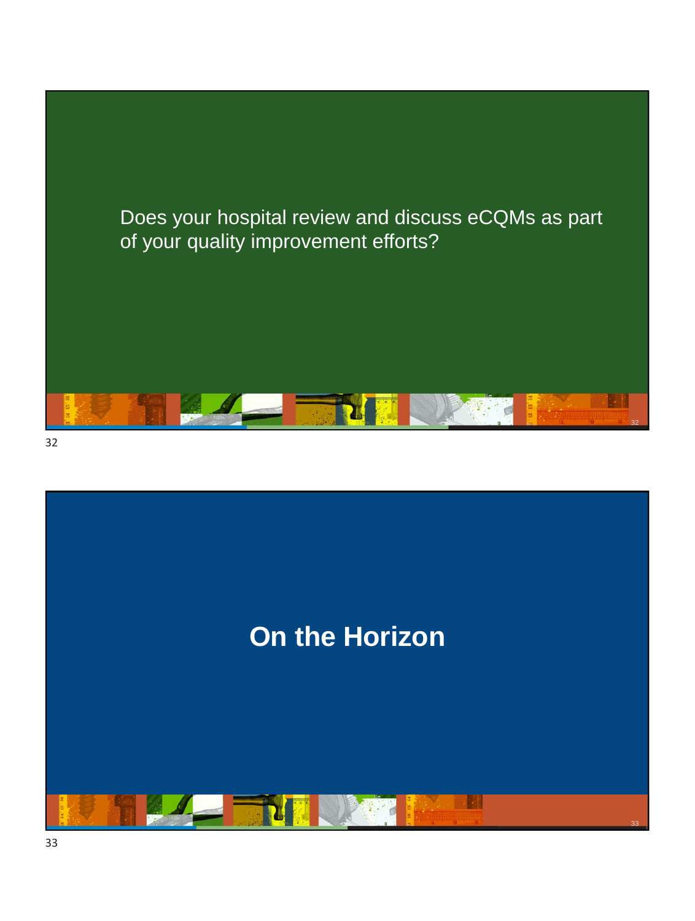Does your hospital review and discuss eCQMs as part of your quality improvement efforts?

# On the Horizon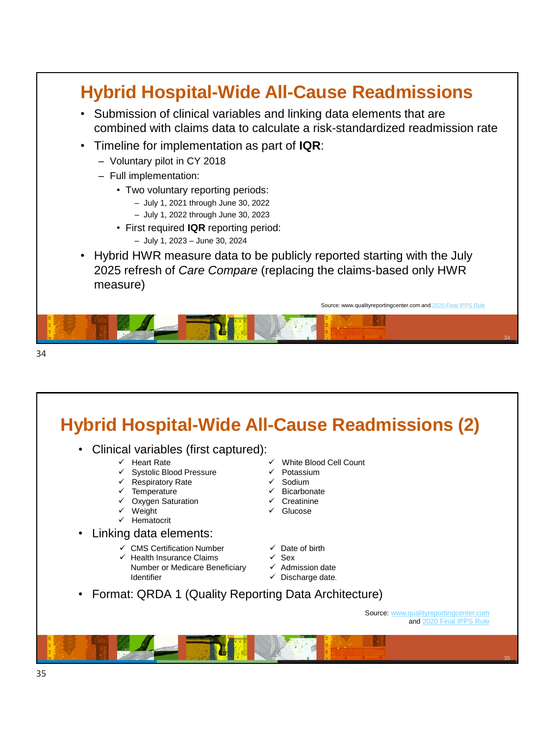## Hybrid Hospital-Wide All-Cause Readmissions

- Submission of clinical variables and linking data elements that are combined with claims data to calculate a risk-standardized readmission rate
- Timeline for implementation as part of **IQR**:
  - Voluntary pilot in CY 2018
  - Full implementation:
    - Two voluntary reporting periods:
      - July 1, 2021 through June 30, 2022
      - July 1, 2022 through June 30, 2023
    - First required **IQR** reporting period:
      - July 1, 2023 – June 30, 2024
- Hybrid HWR measure data to be publicly reported starting with the July 2025 refresh of *Care Compare* (replacing the claims-based only HWR measure)

Source: www.qualityreportingcenter.com and 2020 Final IPPS Rule

## Hybrid Hospital-Wide All-Cause Readmissions (2)

- Clinical variables (first captured):
  - ✓ Heart Rate
  - ✓ Systolic Blood Pressure
  - ✓ Respiratory Rate
  - ✓ Temperature
  - ✓ Oxygen Saturation
  - ✓ Weight
  - ✓ Hematocrit
  - ✓ White Blood Cell Count
  - ✓ Potassium
  - ✓ Sodium
  - ✓ Bicarbonate
  - ✓ Creatinine
  - ✓ Glucose
- Linking data elements:
  - ✓ CMS Certification Number
  - ✓ Health Insurance Claims Number or Medicare Beneficiary Identifier
  - ✓ Date of birth
  - ✓ Sex
  - ✓ Admission date
  - ✓ Discharge date.
- Format: QRDA 1 (Quality Reporting Data Architecture)

Source: www.qualityreportingcenter.com and 2020 Final IPPS Rule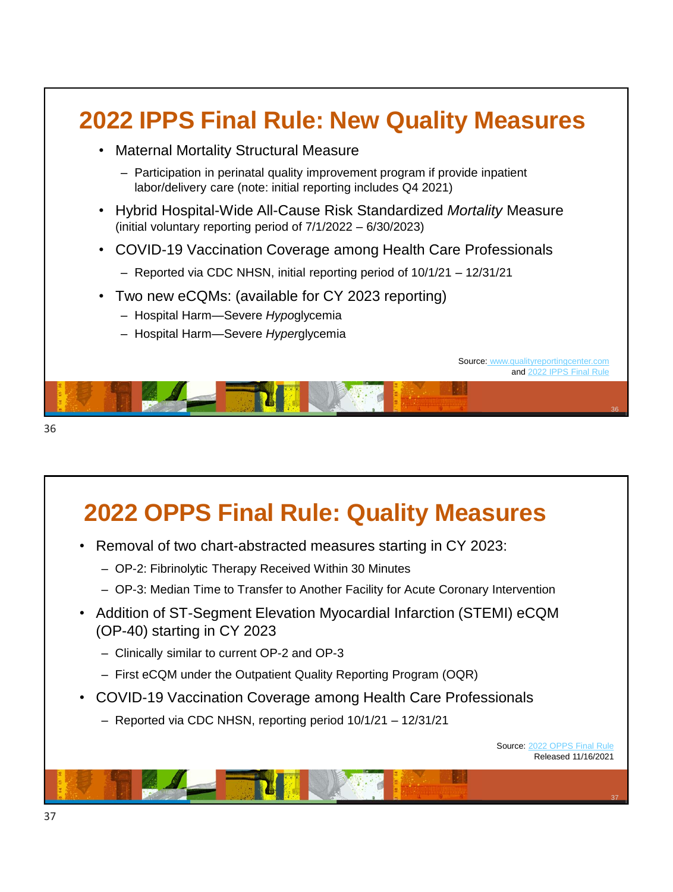## 2022 IPPS Final Rule: New Quality Measures

- Maternal Mortality Structural Measure
  - Participation in perinatal quality improvement program if provide inpatient labor/delivery care (note: initial reporting includes Q4 2021)
- Hybrid Hospital-Wide All-Cause Risk Standardized *Mortality* Measure (initial voluntary reporting period of 7/1/2022 – 6/30/2023)
- COVID-19 Vaccination Coverage among Health Care Professionals
  - Reported via CDC NHSN, initial reporting period of 10/1/21 – 12/31/21
- Two new eCQMs: (available for CY 2023 reporting)
  - Hospital Harm—Severe *Hypo*glycemia
  - Hospital Harm—Severe *Hyper*glycemia

Source: www.qualityreportingcenter.com and 2022 IPPS Final Rule

## 2022 OPPS Final Rule: Quality Measures

- Removal of two chart-abstracted measures starting in CY 2023:
  - OP-2: Fibrinolytic Therapy Received Within 30 Minutes
  - OP-3: Median Time to Transfer to Another Facility for Acute Coronary Intervention
- Addition of ST-Segment Elevation Myocardial Infarction (STEMI) eCQM (OP-40) starting in CY 2023
  - Clinically similar to current OP-2 and OP-3
  - First eCQM under the Outpatient Quality Reporting Program (OQR)
- COVID-19 Vaccination Coverage among Health Care Professionals
  - Reported via CDC NHSN, reporting period 10/1/21 – 12/31/21

Source: 2022 OPPS Final Rule
Released 11/16/2021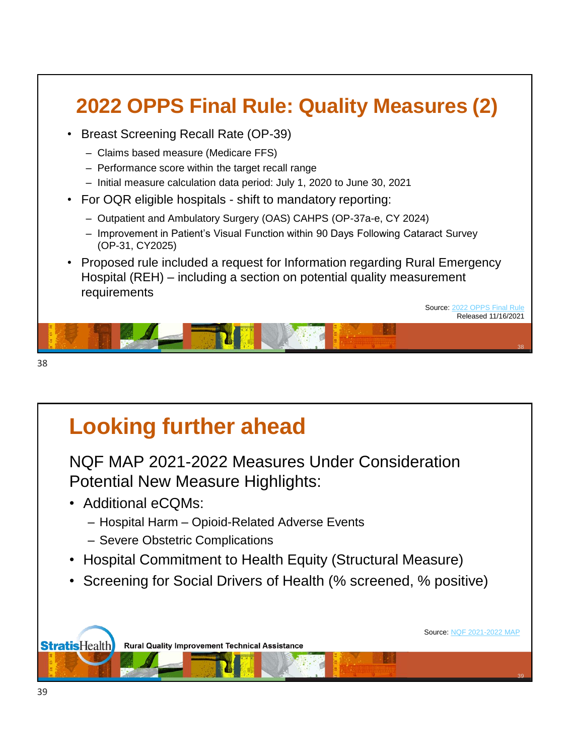## 2022 OPPS Final Rule: Quality Measures (2)

- Breast Screening Recall Rate (OP-39)
  - Claims based measure (Medicare FFS)
  - Performance score within the target recall range
  - Initial measure calculation data period: July 1, 2020 to June 30, 2021
- For OQR eligible hospitals - shift to mandatory reporting:
  - Outpatient and Ambulatory Surgery (OAS) CAHPS (OP-37a-e, CY 2024)
  - Improvement in Patient's Visual Function within 90 Days Following Cataract Survey (OP-31, CY2025)
- Proposed rule included a request for Information regarding Rural Emergency Hospital (REH) – including a section on potential quality measurement requirements

Source: 2022 OPPS Final Rule
Released 11/16/2021

## Looking further ahead

NQF MAP 2021-2022 Measures Under Consideration
Potential New Measure Highlights:

- Additional eCQMs:
  - Hospital Harm – Opioid-Related Adverse Events
  - Severe Obstetric Complications
- Hospital Commitment to Health Equity (Structural Measure)
- Screening for Social Drivers of Health (% screened, % positive)

Source: NQF 2021-2022 MAP

StratisHealth Rural Quality Improvement Technical Assistance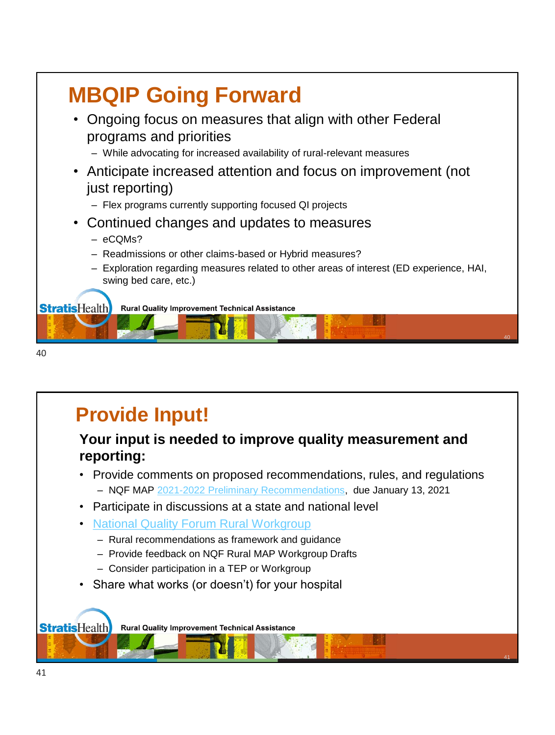# MBQIP Going Forward

- Ongoing focus on measures that align with other Federal programs and priorities
  - While advocating for increased availability of rural-relevant measures
- Anticipate increased attention and focus on improvement (not just reporting)
  - Flex programs currently supporting focused QI projects
- Continued changes and updates to measures
  - eCQMs?
  - Readmissions or other claims-based or Hybrid measures?
  - Exploration regarding measures related to other areas of interest (ED experience, HAI, swing bed care, etc.)

StratisHealth Rural Quality Improvement Technical Assistance

# Provide Input!

**Your input is needed to improve quality measurement and reporting:**

- Provide comments on proposed recommendations, rules, and regulations
  - NQF MAP 2021-2022 Preliminary Recommendations, due January 13, 2021
- Participate in discussions at a state and national level
- National Quality Forum Rural Workgroup
  - Rural recommendations as framework and guidance
  - Provide feedback on NQF Rural MAP Workgroup Drafts
  - Consider participation in a TEP or Workgroup
- Share what works (or doesn't) for your hospital

StratisHealth Rural Quality Improvement Technical Assistance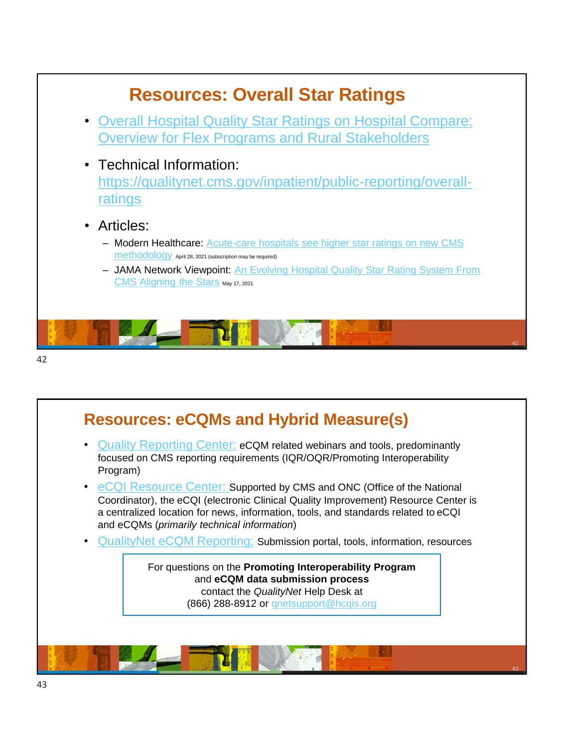# Resources: Overall Star Ratings

- Overall Hospital Quality Star Ratings on Hospital Compare: Overview for Flex Programs and Rural Stakeholders
- Technical Information: https://qualitynet.cms.gov/inpatient/public-reporting/overall-ratings
- Articles:
  - Modern Healthcare: Acute-care hospitals see higher star ratings on new CMS methodology April 28, 2021 (subscription may be required)
  - JAMA Network Viewpoint: An Evolving Hospital Quality Star Rating System From CMS Aligning the Stars May 17, 2021

# Resources: eCQMs and Hybrid Measure(s)

- Quality Reporting Center: eCQM related webinars and tools, predominantly focused on CMS reporting requirements (IQR/OQR/Promoting Interoperability Program)
- eCQI Resource Center: Supported by CMS and ONC (Office of the National Coordinator), the eCQI (electronic Clinical Quality Improvement) Resource Center is a centralized location for news, information, tools, and standards related to eCQI and eCQMs (*primarily technical information*)
- QualityNet eCQM Reporting: Submission portal, tools, information, resources

For questions on the **Promoting Interoperability Program** and **eCQM data submission process** contact the *QualityNet* Help Desk at (866) 288-8912 or qnetsupport@hcqis.org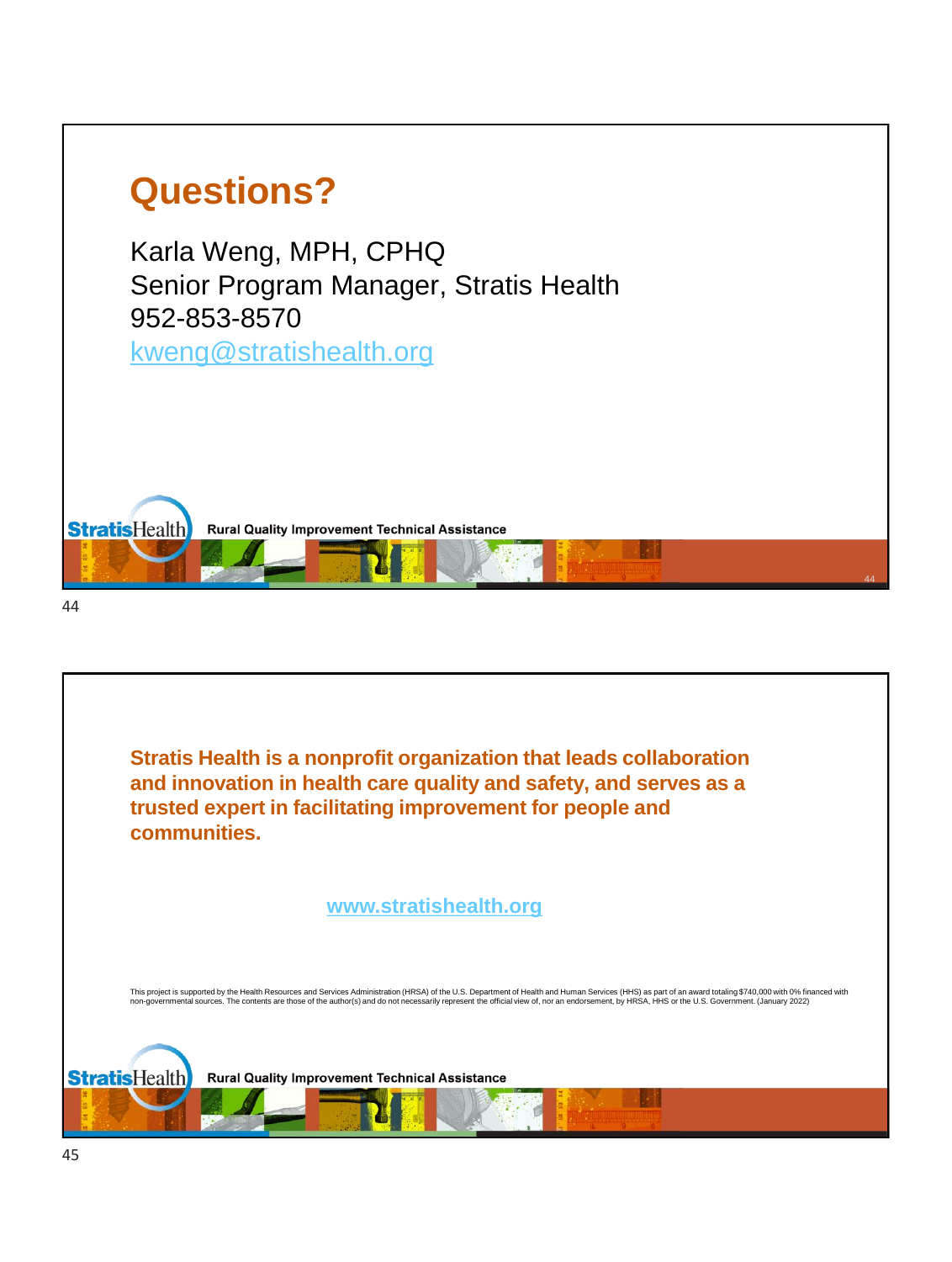# Questions?

Karla Weng, MPH, CPHQ
Senior Program Manager, Stratis Health
952-853-8570
kweng@stratishealth.org

StratisHealth Rural Quality Improvement Technical Assistance

**Stratis Health is a nonprofit organization that leads collaboration and innovation in health care quality and safety, and serves as a trusted expert in facilitating improvement for people and communities.**

**www.stratishealth.org**

This project is supported by the Health Resources and Services Administration (HRSA) of the U.S. Department of Health and Human Services (HHS) as part of an award totaling $740,000 with 0% financed with non-governmental sources. The contents are those of the author(s) and do not necessarily represent the official view of, nor an endorsement, by HRSA, HHS or the U.S. Government. (January 2022)

StratisHealth Rural Quality Improvement Technical Assistance